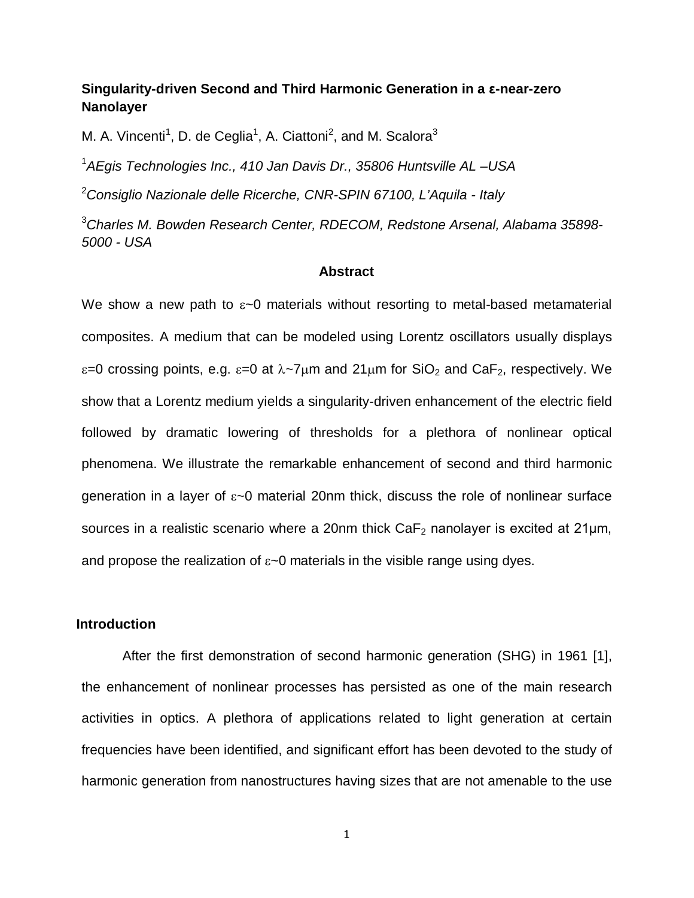# Singularity-driven Second and Third Harmonic Generation in a ε-near-zero Nanolayer

M. A. Vincenti[1], D. de Ceglia[1], A. Ciattoni[2], and M. Scalora[3]

[1] *AEgis Technologies Inc., 410 Jan Davis Dr., 35806 Huntsville AL –USA*

[2] *Consiglio Nazionale delle Ricerche, CNR-SPIN 67100, L'Aquila - Italy*

[3] *Charles M. Bowden Research Center, RDECOM, Redstone Arsenal, Alabama 35898-5000 - USA*

## Abstract

We show a new path to $\varepsilon\sim0$ materials without resorting to metal-based metamaterial composites. A medium that can be modeled using Lorentz oscillators usually displays $\varepsilon=0$ crossing points, e.g. $\varepsilon=0$ at $\lambda\sim7\mu m$ and $21\mu m$ for $SiO_2$ and $CaF_2$, respectively. We show that a Lorentz medium yields a singularity-driven enhancement of the electric field followed by dramatic lowering of thresholds for a plethora of nonlinear optical phenomena. We illustrate the remarkable enhancement of second and third harmonic generation in a layer of $\varepsilon\sim0$ material 20nm thick, discuss the role of nonlinear surface sources in a realistic scenario where a 20nm thick $CaF_2$ nanolayer is excited at 21μm, and propose the realization of $\varepsilon\sim0$ materials in the visible range using dyes.

## Introduction

After the first demonstration of second harmonic generation (SHG) in 1961 [1], the enhancement of nonlinear processes has persisted as one of the main research activities in optics. A plethora of applications related to light generation at certain frequencies have been identified, and significant effort has been devoted to the study of harmonic generation from nanostructures having sizes that are not amenable to the use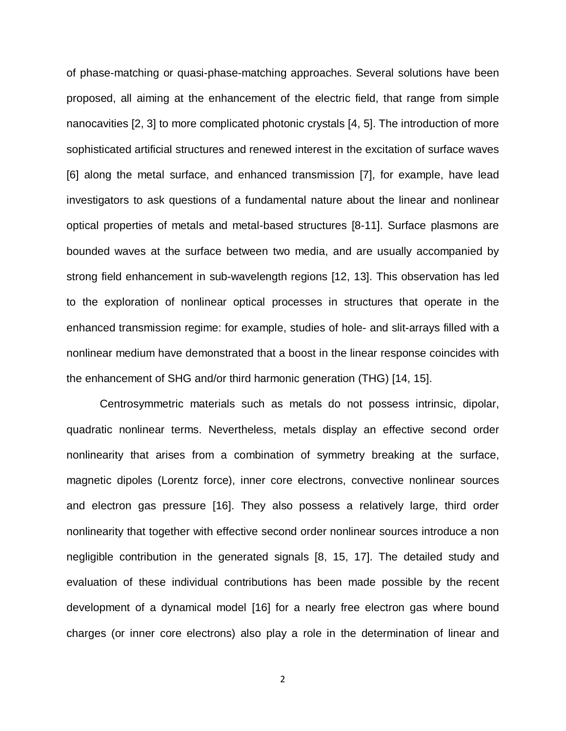of phase-matching or quasi-phase-matching approaches. Several solutions have been proposed, all aiming at the enhancement of the electric field, that range from simple nanocavities [2, 3] to more complicated photonic crystals [4, 5]. The introduction of more sophisticated artificial structures and renewed interest in the excitation of surface waves [6] along the metal surface, and enhanced transmission [7], for example, have lead investigators to ask questions of a fundamental nature about the linear and nonlinear optical properties of metals and metal-based structures [8-11]. Surface plasmons are bounded waves at the surface between two media, and are usually accompanied by strong field enhancement in sub-wavelength regions [12, 13]. This observation has led to the exploration of nonlinear optical processes in structures that operate in the enhanced transmission regime: for example, studies of hole- and slit-arrays filled with a nonlinear medium have demonstrated that a boost in the linear response coincides with the enhancement of SHG and/or third harmonic generation (THG) [14, 15].

Centrosymmetric materials such as metals do not possess intrinsic, dipolar, quadratic nonlinear terms. Nevertheless, metals display an effective second order nonlinearity that arises from a combination of symmetry breaking at the surface, magnetic dipoles (Lorentz force), inner core electrons, convective nonlinear sources and electron gas pressure [16]. They also possess a relatively large, third order nonlinearity that together with effective second order nonlinear sources introduce a non negligible contribution in the generated signals [8, 15, 17]. The detailed study and evaluation of these individual contributions has been made possible by the recent development of a dynamical model [16] for a nearly free electron gas where bound charges (or inner core electrons) also play a role in the determination of linear and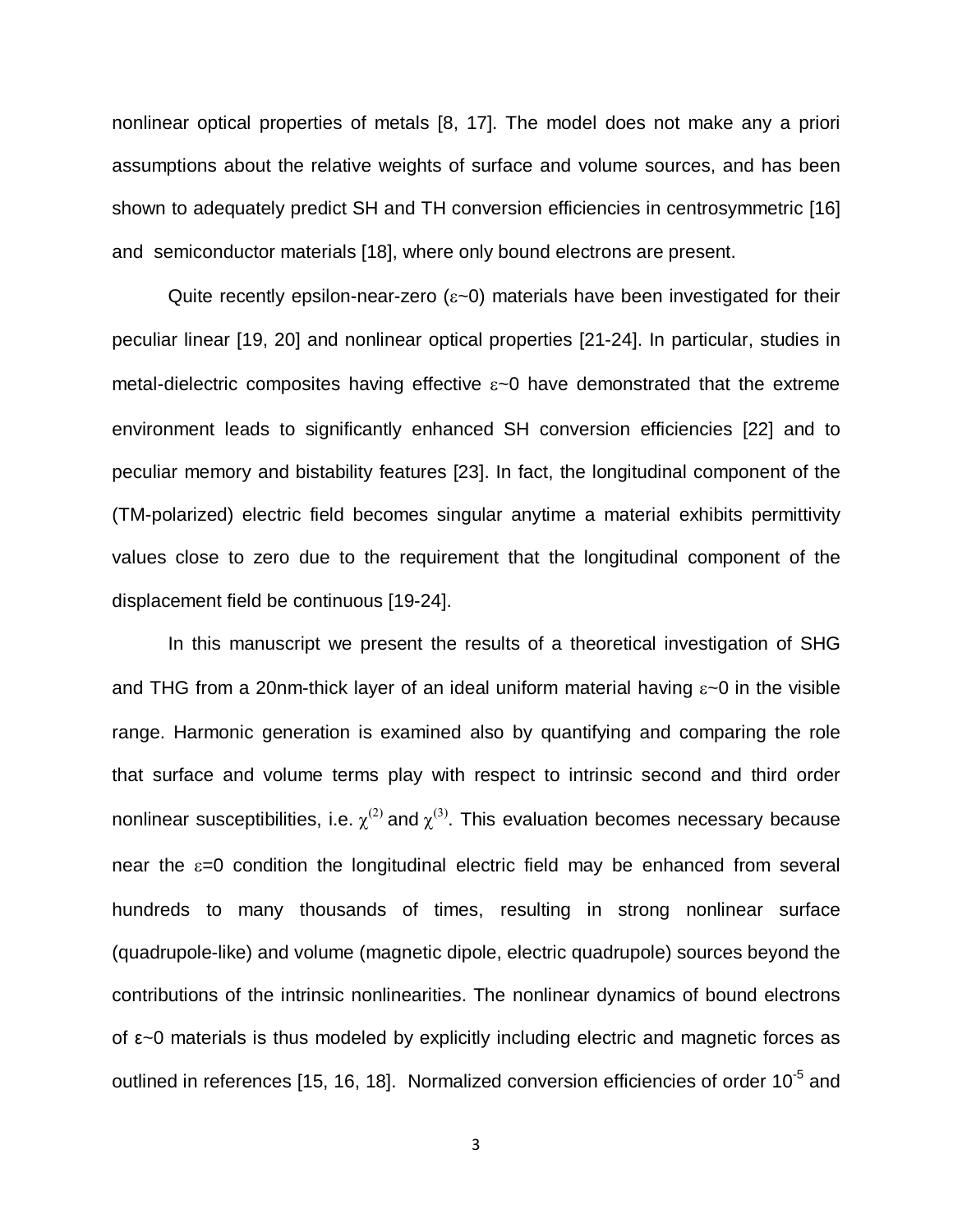nonlinear optical properties of metals [8, 17]. The model does not make any a priori assumptions about the relative weights of surface and volume sources, and has been shown to adequately predict SH and TH conversion efficiencies in centrosymmetric [16] and semiconductor materials [18], where only bound electrons are present.

Quite recently epsilon-near-zero ($\varepsilon$~0) materials have been investigated for their peculiar linear [19, 20] and nonlinear optical properties [21-24]. In particular, studies in metal-dielectric composites having effective $\varepsilon$~0 have demonstrated that the extreme environment leads to significantly enhanced SH conversion efficiencies [22] and to peculiar memory and bistability features [23]. In fact, the longitudinal component of the (TM-polarized) electric field becomes singular anytime a material exhibits permittivity values close to zero due to the requirement that the longitudinal component of the displacement field be continuous [19-24].

In this manuscript we present the results of a theoretical investigation of SHG and THG from a 20nm-thick layer of an ideal uniform material having $\varepsilon$~0 in the visible range. Harmonic generation is examined also by quantifying and comparing the role that surface and volume terms play with respect to intrinsic second and third order nonlinear susceptibilities, i.e. $\chi^{(2)}$ and $\chi^{(3)}$. This evaluation becomes necessary because near the $\varepsilon$=0 condition the longitudinal electric field may be enhanced from several hundreds to many thousands of times, resulting in strong nonlinear surface (quadrupole-like) and volume (magnetic dipole, electric quadrupole) sources beyond the contributions of the intrinsic nonlinearities. The nonlinear dynamics of bound electrons of $\varepsilon$~0 materials is thus modeled by explicitly including electric and magnetic forces as outlined in references [15, 16, 18]. Normalized conversion efficiencies of order $10^{-5}$ and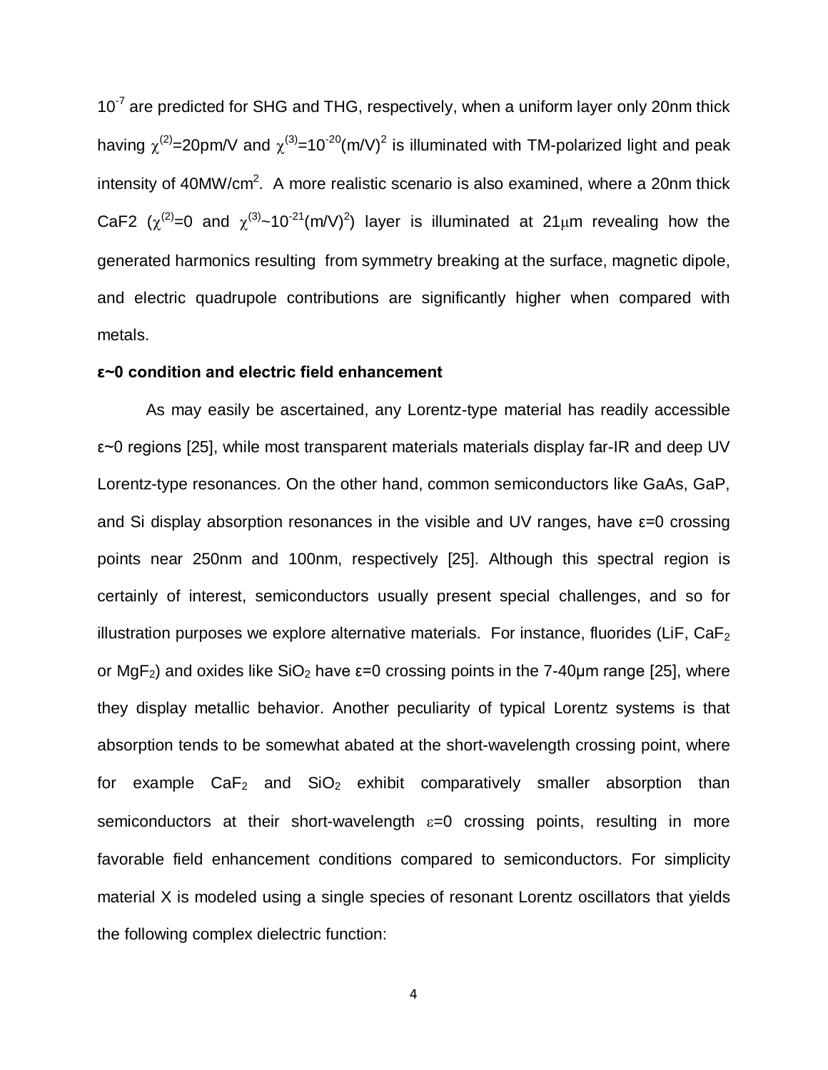$10^{-7}$ are predicted for SHG and THG, respectively, when a uniform layer only 20nm thick having $\chi^{(2)}$=20pm/V and $\chi^{(3)}$=$10^{-20}$(m/V)$^2$ is illuminated with TM-polarized light and peak intensity of 40MW/cm$^2$. A more realistic scenario is also examined, where a 20nm thick CaF2 ($\chi^{(2)}$=0 and $\chi^{(3)}$~$10^{-21}$(m/V)$^2$) layer is illuminated at 21μm revealing how the generated harmonics resulting from symmetry breaking at the surface, magnetic dipole, and electric quadrupole contributions are significantly higher when compared with metals.

**ε~0 condition and electric field enhancement**

As may easily be ascertained, any Lorentz-type material has readily accessible ε~0 regions [25], while most transparent materials materials display far-IR and deep UV Lorentz-type resonances. On the other hand, common semiconductors like GaAs, GaP, and Si display absorption resonances in the visible and UV ranges, have ε=0 crossing points near 250nm and 100nm, respectively [25]. Although this spectral region is certainly of interest, semiconductors usually present special challenges, and so for illustration purposes we explore alternative materials. For instance, fluorides (LiF, $CaF_2$ or $MgF_2$) and oxides like $SiO_2$ have ε=0 crossing points in the 7-40μm range [25], where they display metallic behavior. Another peculiarity of typical Lorentz systems is that absorption tends to be somewhat abated at the short-wavelength crossing point, where for example $CaF_2$ and $SiO_2$ exhibit comparatively smaller absorption than semiconductors at their short-wavelength ε=0 crossing points, resulting in more favorable field enhancement conditions compared to semiconductors. For simplicity material X is modeled using a single species of resonant Lorentz oscillators that yields the following complex dielectric function: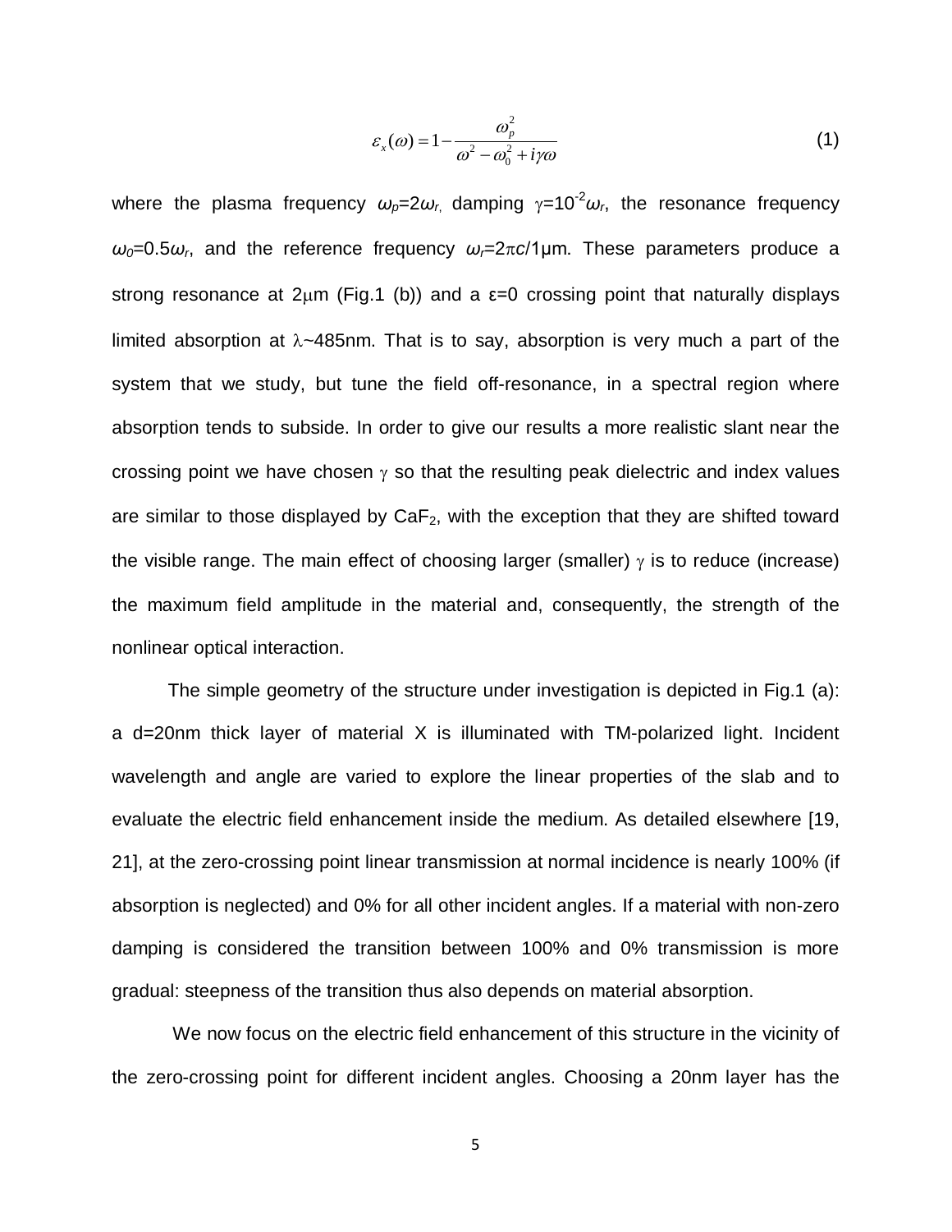$$\varepsilon_x(\omega) = 1 - \frac{\omega_p^2}{\omega^2 - \omega_0^2 + i\gamma\omega} \tag{1}$$

where the plasma frequency $\omega_p$=2$\omega_r$, damping $\gamma$=$10^{-2}\omega_r$, the resonance frequency $\omega_0$=0.5$\omega_r$, and the reference frequency $\omega_r$=2$\pi c$/1μm. These parameters produce a strong resonance at 2μm (Fig.1 (b)) and a ε=0 crossing point that naturally displays limited absorption at λ~485nm. That is to say, absorption is very much a part of the system that we study, but tune the field off-resonance, in a spectral region where absorption tends to subside. In order to give our results a more realistic slant near the crossing point we have chosen $\gamma$ so that the resulting peak dielectric and index values are similar to those displayed by $CaF_2$, with the exception that they are shifted toward the visible range. The main effect of choosing larger (smaller) $\gamma$ is to reduce (increase) the maximum field amplitude in the material and, consequently, the strength of the nonlinear optical interaction.

The simple geometry of the structure under investigation is depicted in Fig.1 (a): a d=20nm thick layer of material X is illuminated with TM-polarized light. Incident wavelength and angle are varied to explore the linear properties of the slab and to evaluate the electric field enhancement inside the medium. As detailed elsewhere [19, 21], at the zero-crossing point linear transmission at normal incidence is nearly 100% (if absorption is neglected) and 0% for all other incident angles. If a material with non-zero damping is considered the transition between 100% and 0% transmission is more gradual: steepness of the transition thus also depends on material absorption.

We now focus on the electric field enhancement of this structure in the vicinity of the zero-crossing point for different incident angles. Choosing a 20nm layer has the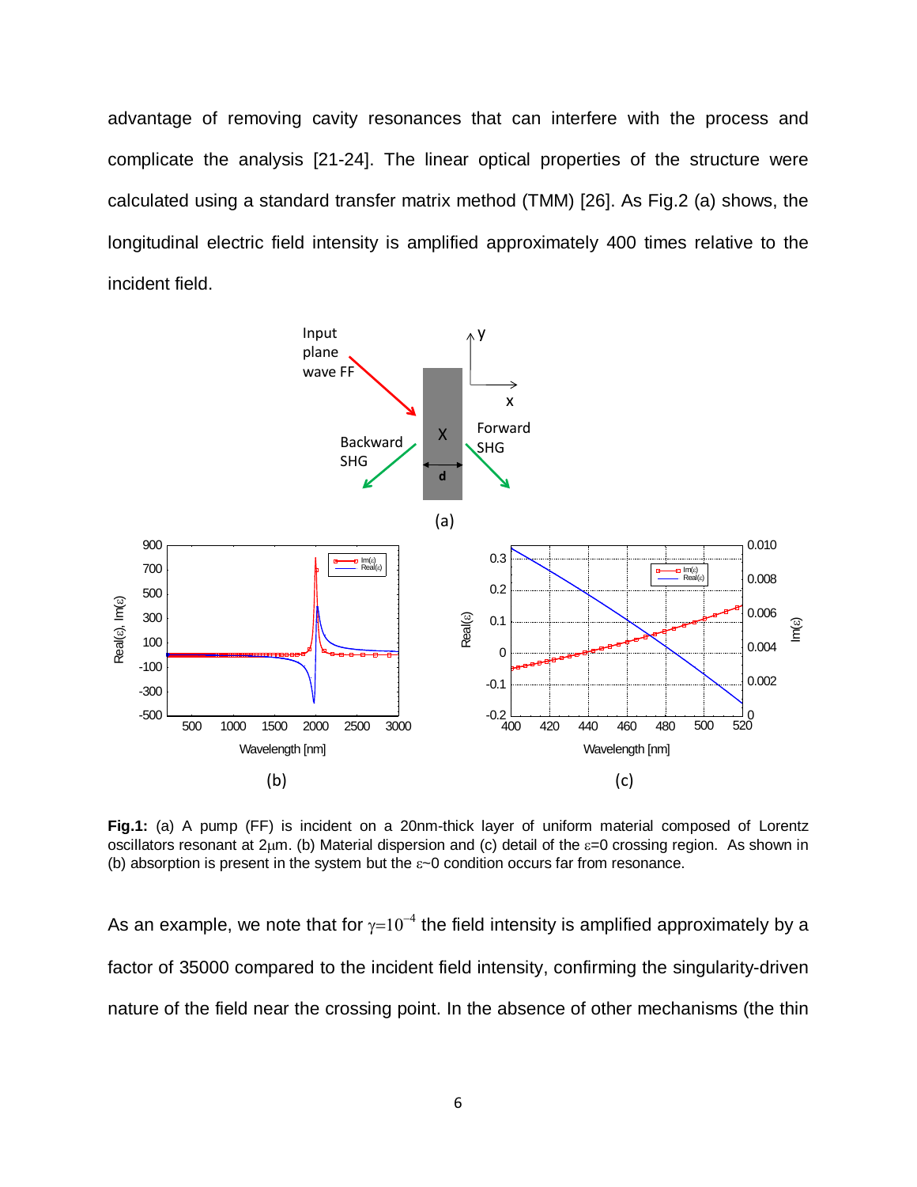advantage of removing cavity resonances that can interfere with the process and complicate the analysis [21-24]. The linear optical properties of the structure were calculated using a standard transfer matrix method (TMM) [26]. As Fig.2 (a) shows, the longitudinal electric field intensity is amplified approximately 400 times relative to the incident field.

**Fig.1:** (a) A pump (FF) is incident on a 20nm-thick layer of uniform material composed of Lorentz oscillators resonant at 2μm. (b) Material dispersion and (c) detail of the ε=0 crossing region. As shown in (b) absorption is present in the system but the ε~0 condition occurs far from resonance.

As an example, we note that for $\gamma=10^{-4}$ the field intensity is amplified approximately by a factor of 35000 compared to the incident field intensity, confirming the singularity-driven nature of the field near the crossing point. In the absence of other mechanisms (the thin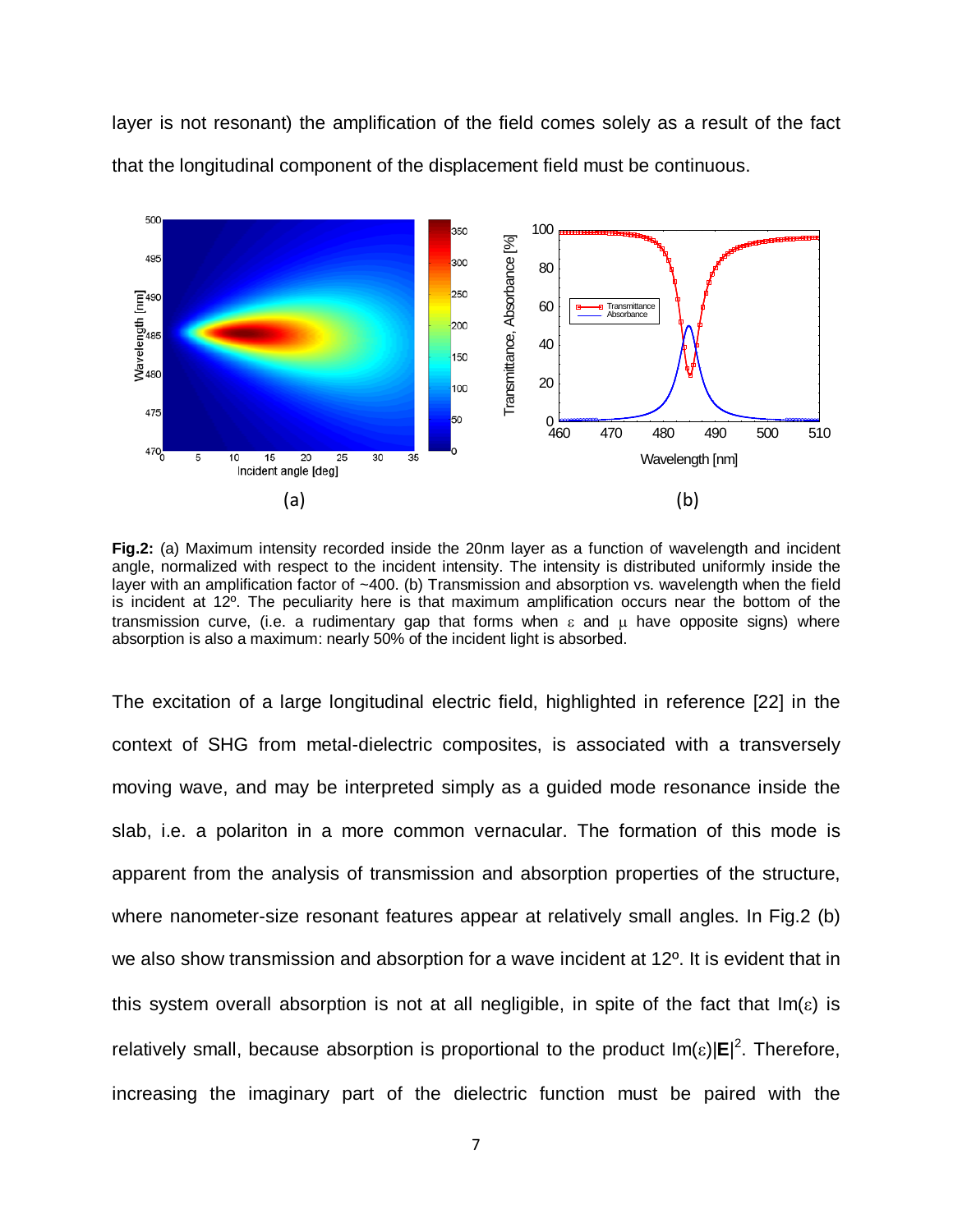layer is not resonant) the amplification of the field comes solely as a result of the fact that the longitudinal component of the displacement field must be continuous.

**Fig.2:** (a) Maximum intensity recorded inside the 20nm layer as a function of wavelength and incident angle, normalized with respect to the incident intensity. The intensity is distributed uniformly inside the layer with an amplification factor of ~400. (b) Transmission and absorption vs. wavelength when the field is incident at 12º. The peculiarity here is that maximum amplification occurs near the bottom of the transmission curve, (i.e. a rudimentary gap that forms when $\varepsilon$ and $\mu$ have opposite signs) where absorption is also a maximum: nearly 50% of the incident light is absorbed.

The excitation of a large longitudinal electric field, highlighted in reference [22] in the context of SHG from metal-dielectric composites, is associated with a transversely moving wave, and may be interpreted simply as a guided mode resonance inside the slab, i.e. a polariton in a more common vernacular. The formation of this mode is apparent from the analysis of transmission and absorption properties of the structure, where nanometer-size resonant features appear at relatively small angles. In Fig.2 (b) we also show transmission and absorption for a wave incident at 12º. It is evident that in this system overall absorption is not at all negligible, in spite of the fact that $\mathrm{Im}(\varepsilon)$ is relatively small, because absorption is proportional to the product $\mathrm{Im}(\varepsilon)|\mathbf{E}|^2$. Therefore, increasing the imaginary part of the dielectric function must be paired with the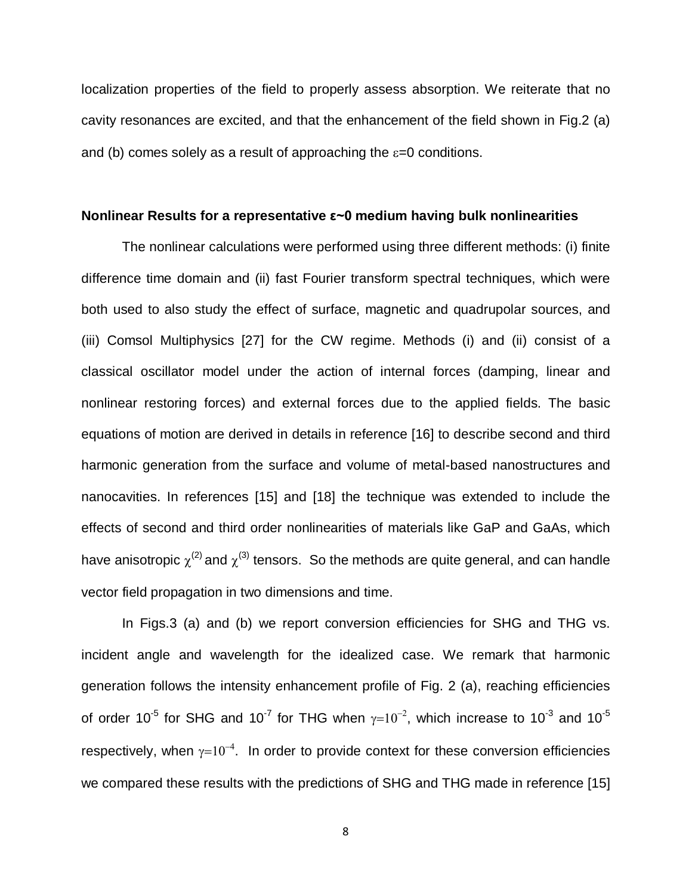localization properties of the field to properly assess absorption. We reiterate that no cavity resonances are excited, and that the enhancement of the field shown in Fig.2 (a) and (b) comes solely as a result of approaching the $\varepsilon=0$ conditions.

### Nonlinear Results for a representative ε~0 medium having bulk nonlinearities

The nonlinear calculations were performed using three different methods: (i) finite difference time domain and (ii) fast Fourier transform spectral techniques, which were both used to also study the effect of surface, magnetic and quadrupolar sources, and (iii) Comsol Multiphysics [27] for the CW regime. Methods (i) and (ii) consist of a classical oscillator model under the action of internal forces (damping, linear and nonlinear restoring forces) and external forces due to the applied fields. The basic equations of motion are derived in details in reference [16] to describe second and third harmonic generation from the surface and volume of metal-based nanostructures and nanocavities. In references [15] and [18] the technique was extended to include the effects of second and third order nonlinearities of materials like GaP and GaAs, which have anisotropic $\chi^{(2)}$ and $\chi^{(3)}$ tensors. So the methods are quite general, and can handle vector field propagation in two dimensions and time.

In Figs.3 (a) and (b) we report conversion efficiencies for SHG and THG vs. incident angle and wavelength for the idealized case. We remark that harmonic generation follows the intensity enhancement profile of Fig. 2 (a), reaching efficiencies of order $10^{-5}$ for SHG and $10^{-7}$ for THG when $\gamma=10^{-2}$, which increase to $10^{-3}$ and $10^{-5}$ respectively, when $\gamma=10^{-4}$. In order to provide context for these conversion efficiencies we compared these results with the predictions of SHG and THG made in reference [15]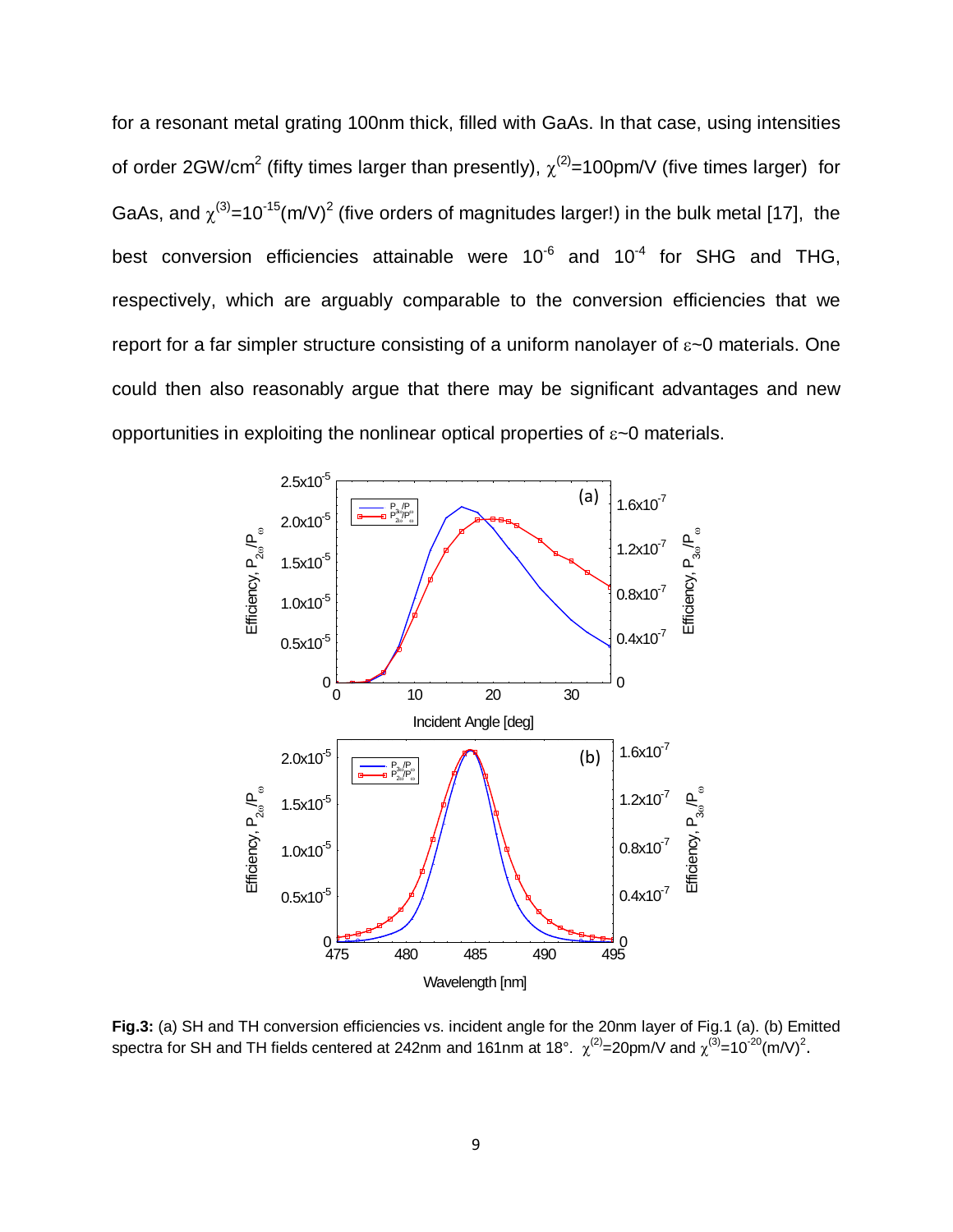for a resonant metal grating 100nm thick, filled with GaAs. In that case, using intensities of order 2GW/cm$^2$ (fifty times larger than presently), $\chi^{(2)}$=100pm/V (five times larger) for GaAs, and $\chi^{(3)}$=$10^{-15}$(m/V)$^2$ (five orders of magnitudes larger!) in the bulk metal [17], the best conversion efficiencies attainable were $10^{-6}$ and $10^{-4}$ for SHG and THG, respectively, which are arguably comparable to the conversion efficiencies that we report for a far simpler structure consisting of a uniform nanolayer of $\varepsilon$~0 materials. One could then also reasonably argue that there may be significant advantages and new opportunities in exploiting the nonlinear optical properties of $\varepsilon$~0 materials.

**Fig.3:** (a) SH and TH conversion efficiencies vs. incident angle for the 20nm layer of Fig.1 (a). (b) Emitted spectra for SH and TH fields centered at 242nm and 161nm at 18°. $\chi^{(2)}$=20pm/V and $\chi^{(3)}$=$10^{-20}$(m/V)$^2$.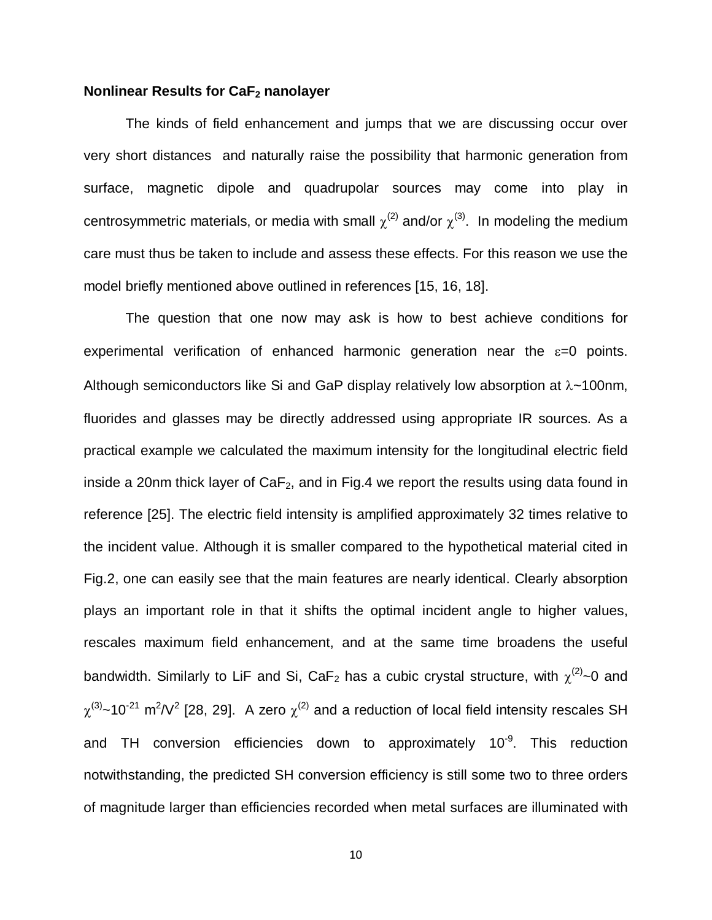**Nonlinear Results for $CaF_2$ nanolayer**

The kinds of field enhancement and jumps that we are discussing occur over very short distances and naturally raise the possibility that harmonic generation from surface, magnetic dipole and quadrupolar sources may come into play in centrosymmetric materials, or media with small $\chi^{(2)}$ and/or $\chi^{(3)}$. In modeling the medium care must thus be taken to include and assess these effects. For this reason we use the model briefly mentioned above outlined in references [15, 16, 18].

The question that one now may ask is how to best achieve conditions for experimental verification of enhanced harmonic generation near the $\varepsilon$=0 points. Although semiconductors like Si and GaP display relatively low absorption at $\lambda$~100nm, fluorides and glasses may be directly addressed using appropriate IR sources. As a practical example we calculated the maximum intensity for the longitudinal electric field inside a 20nm thick layer of $CaF_2$, and in Fig.4 we report the results using data found in reference [25]. The electric field intensity is amplified approximately 32 times relative to the incident value. Although it is smaller compared to the hypothetical material cited in Fig.2, one can easily see that the main features are nearly identical. Clearly absorption plays an important role in that it shifts the optimal incident angle to higher values, rescales maximum field enhancement, and at the same time broadens the useful bandwidth. Similarly to LiF and Si, $CaF_2$ has a cubic crystal structure, with $\chi^{(2)}$~0 and $\chi^{(3)}$~$10^{-21}$ $m^2/V^2$ [28, 29]. A zero $\chi^{(2)}$ and a reduction of local field intensity rescales SH and TH conversion efficiencies down to approximately $10^{-9}$. This reduction notwithstanding, the predicted SH conversion efficiency is still some two to three orders of magnitude larger than efficiencies recorded when metal surfaces are illuminated with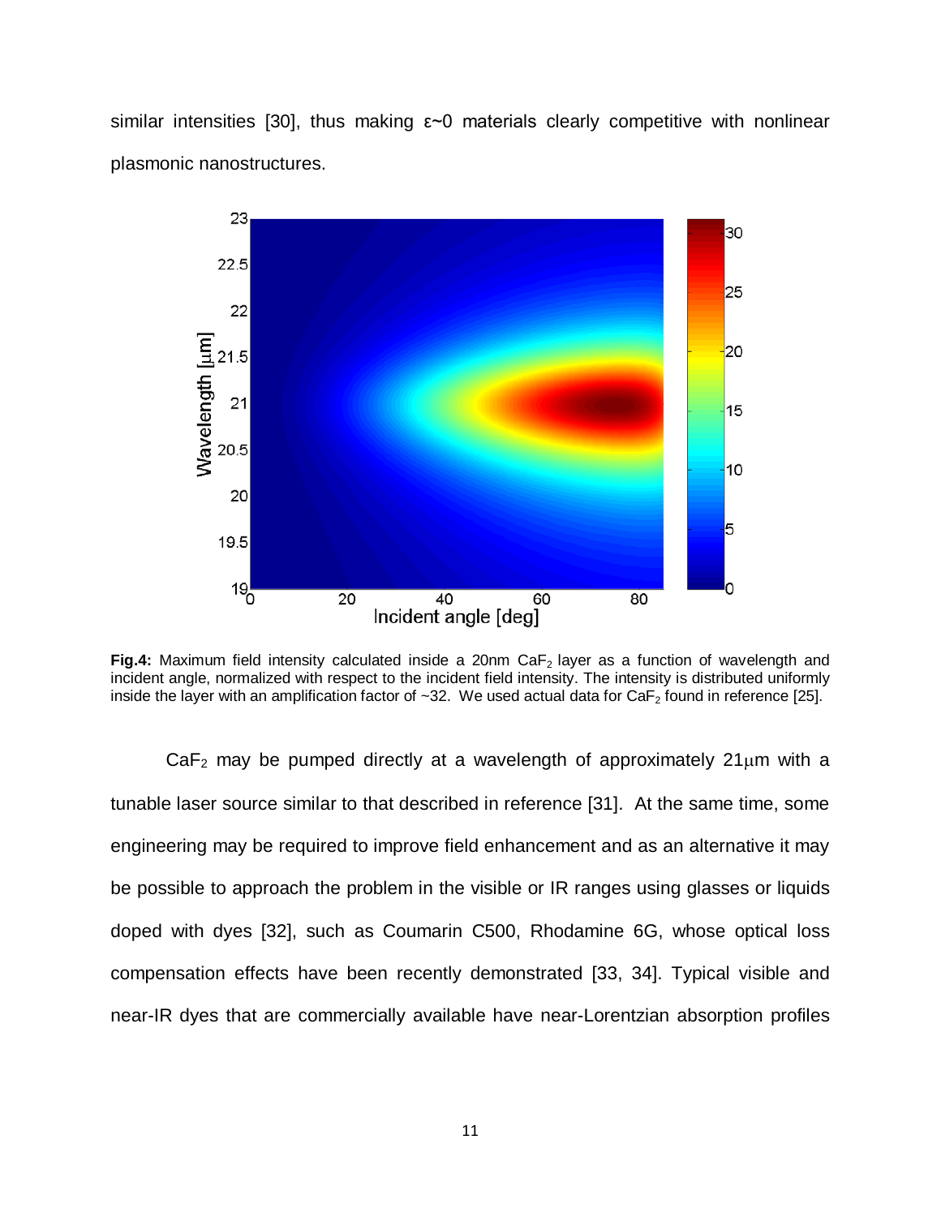similar intensities [30], thus making ε~0 materials clearly competitive with nonlinear plasmonic nanostructures.

**Fig.4:** Maximum field intensity calculated inside a 20nm $CaF_2$ layer as a function of wavelength and incident angle, normalized with respect to the incident field intensity. The intensity is distributed uniformly inside the layer with an amplification factor of ~32. We used actual data for $CaF_2$ found in reference [25].

$CaF_2$ may be pumped directly at a wavelength of approximately 21μm with a tunable laser source similar to that described in reference [31]. At the same time, some engineering may be required to improve field enhancement and as an alternative it may be possible to approach the problem in the visible or IR ranges using glasses or liquids doped with dyes [32], such as Coumarin C500, Rhodamine 6G, whose optical loss compensation effects have been recently demonstrated [33, 34]. Typical visible and near-IR dyes that are commercially available have near-Lorentzian absorption profiles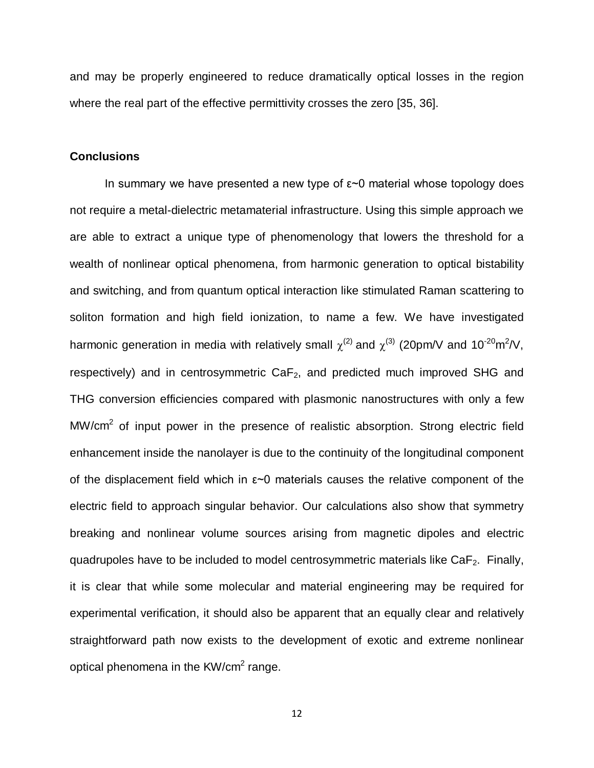and may be properly engineered to reduce dramatically optical losses in the region where the real part of the effective permittivity crosses the zero [35, 36].

**Conclusions**

In summary we have presented a new type of $\varepsilon$~0 material whose topology does not require a metal-dielectric metamaterial infrastructure. Using this simple approach we are able to extract a unique type of phenomenology that lowers the threshold for a wealth of nonlinear optical phenomena, from harmonic generation to optical bistability and switching, and from quantum optical interaction like stimulated Raman scattering to soliton formation and high field ionization, to name a few. We have investigated harmonic generation in media with relatively small $\chi^{(2)}$ and $\chi^{(3)}$ (20pm/V and $10^{-20}$m$^2$/V, respectively) and in centrosymmetric $CaF_2$, and predicted much improved SHG and THG conversion efficiencies compared with plasmonic nanostructures with only a few MW/cm$^2$ of input power in the presence of realistic absorption. Strong electric field enhancement inside the nanolayer is due to the continuity of the longitudinal component of the displacement field which in $\varepsilon$~0 materials causes the relative component of the electric field to approach singular behavior. Our calculations also show that symmetry breaking and nonlinear volume sources arising from magnetic dipoles and electric quadrupoles have to be included to model centrosymmetric materials like $CaF_2$. Finally, it is clear that while some molecular and material engineering may be required for experimental verification, it should also be apparent that an equally clear and relatively straightforward path now exists to the development of exotic and extreme nonlinear optical phenomena in the KW/cm$^2$ range.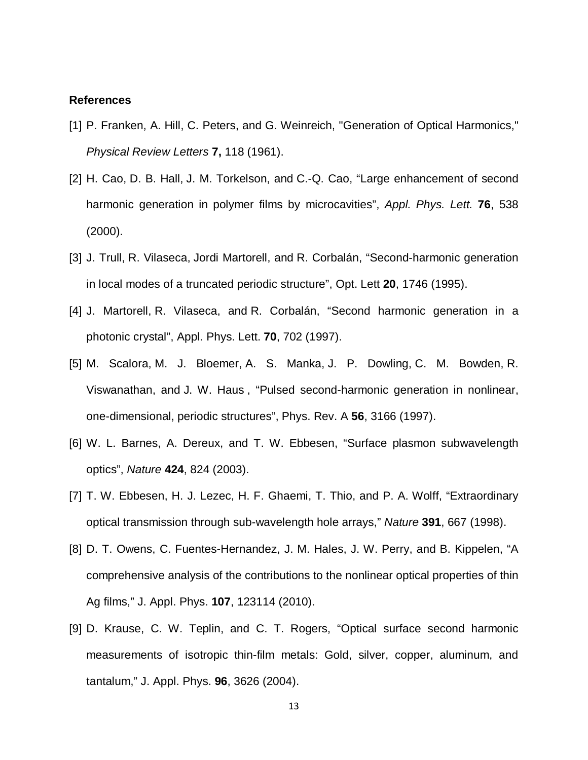**References**

[1] P. Franken, A. Hill, C. Peters, and G. Weinreich, "Generation of Optical Harmonics," *Physical Review Letters* **7,** 118 (1961).

[2] H. Cao, D. B. Hall, J. M. Torkelson, and C.-Q. Cao, "Large enhancement of second harmonic generation in polymer films by microcavities", *Appl. Phys. Lett.* **76**, 538 (2000).

[3] J. Trull, R. Vilaseca, Jordi Martorell, and R. Corbalán, "Second-harmonic generation in local modes of a truncated periodic structure", Opt. Lett **20**, 1746 (1995).

[4] J. Martorell, R. Vilaseca, and R. Corbalán, "Second harmonic generation in a photonic crystal", Appl. Phys. Lett. **70**, 702 (1997).

[5] M. Scalora, M. J. Bloemer, A. S. Manka, J. P. Dowling, C. M. Bowden, R. Viswanathan, and J. W. Haus , "Pulsed second-harmonic generation in nonlinear, one-dimensional, periodic structures", Phys. Rev. A **56**, 3166 (1997).

[6] W. L. Barnes, A. Dereux, and T. W. Ebbesen, "Surface plasmon subwavelength optics", *Nature* **424**, 824 (2003).

[7] T. W. Ebbesen, H. J. Lezec, H. F. Ghaemi, T. Thio, and P. A. Wolff, "Extraordinary optical transmission through sub-wavelength hole arrays," *Nature* **391**, 667 (1998).

[8] D. T. Owens, C. Fuentes-Hernandez, J. M. Hales, J. W. Perry, and B. Kippelen, "A comprehensive analysis of the contributions to the nonlinear optical properties of thin Ag films," J. Appl. Phys. **107**, 123114 (2010).

[9] D. Krause, C. W. Teplin, and C. T. Rogers, "Optical surface second harmonic measurements of isotropic thin-film metals: Gold, silver, copper, aluminum, and tantalum," J. Appl. Phys. **96**, 3626 (2004).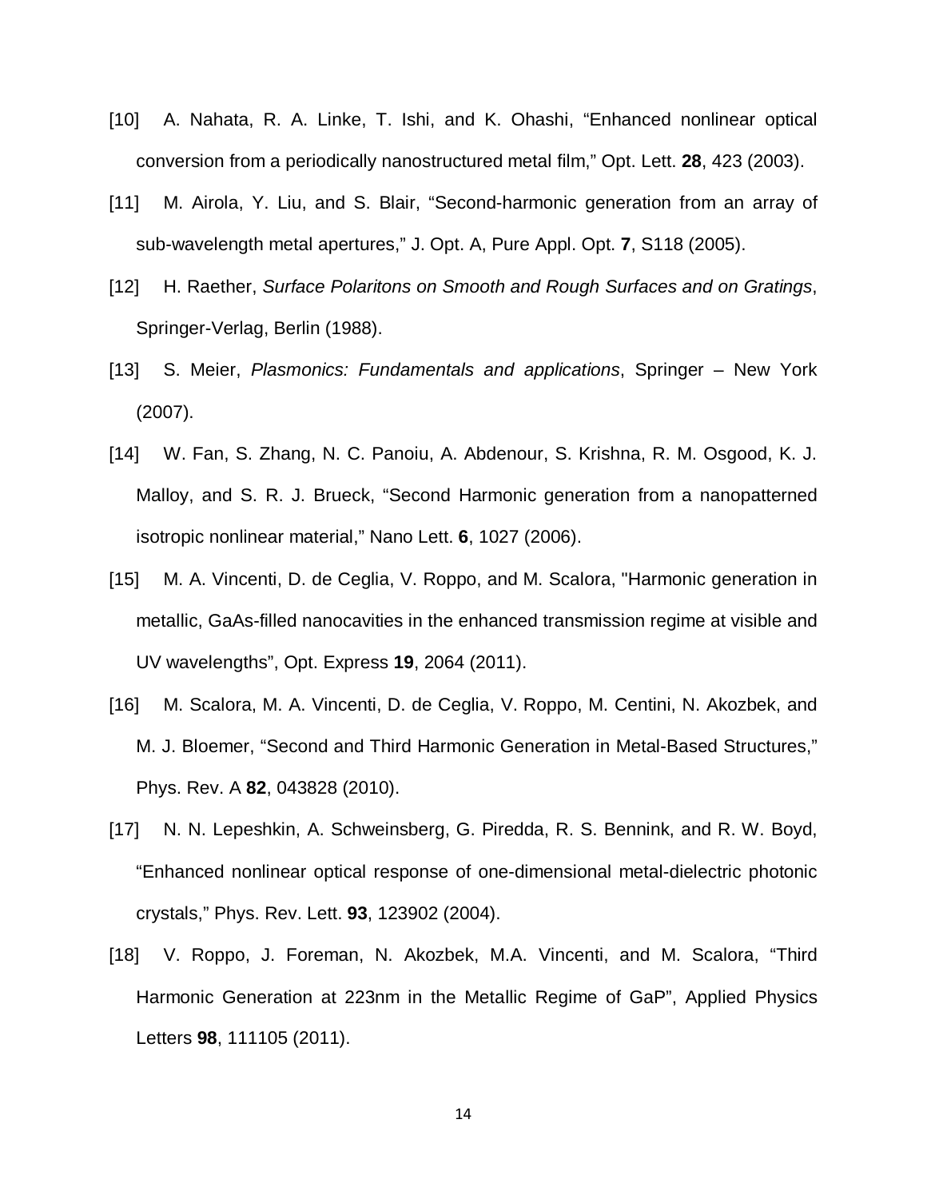[10] A. Nahata, R. A. Linke, T. Ishi, and K. Ohashi, "Enhanced nonlinear optical conversion from a periodically nanostructured metal film," Opt. Lett. **28**, 423 (2003).

[11] M. Airola, Y. Liu, and S. Blair, "Second-harmonic generation from an array of sub-wavelength metal apertures," J. Opt. A, Pure Appl. Opt. **7**, S118 (2005).

[12] H. Raether, *Surface Polaritons on Smooth and Rough Surfaces and on Gratings*, Springer-Verlag, Berlin (1988).

[13] S. Meier, *Plasmonics: Fundamentals and applications*, Springer – New York (2007).

[14] W. Fan, S. Zhang, N. C. Panoiu, A. Abdenour, S. Krishna, R. M. Osgood, K. J. Malloy, and S. R. J. Brueck, "Second Harmonic generation from a nanopatterned isotropic nonlinear material," Nano Lett. **6**, 1027 (2006).

[15] M. A. Vincenti, D. de Ceglia, V. Roppo, and M. Scalora, "Harmonic generation in metallic, GaAs-filled nanocavities in the enhanced transmission regime at visible and UV wavelengths", Opt. Express **19**, 2064 (2011).

[16] M. Scalora, M. A. Vincenti, D. de Ceglia, V. Roppo, M. Centini, N. Akozbek, and M. J. Bloemer, "Second and Third Harmonic Generation in Metal-Based Structures," Phys. Rev. A **82**, 043828 (2010).

[17] N. N. Lepeshkin, A. Schweinsberg, G. Piredda, R. S. Bennink, and R. W. Boyd, "Enhanced nonlinear optical response of one-dimensional metal-dielectric photonic crystals," Phys. Rev. Lett. **93**, 123902 (2004).

[18] V. Roppo, J. Foreman, N. Akozbek, M.A. Vincenti, and M. Scalora, "Third Harmonic Generation at 223nm in the Metallic Regime of GaP", Applied Physics Letters **98**, 111105 (2011).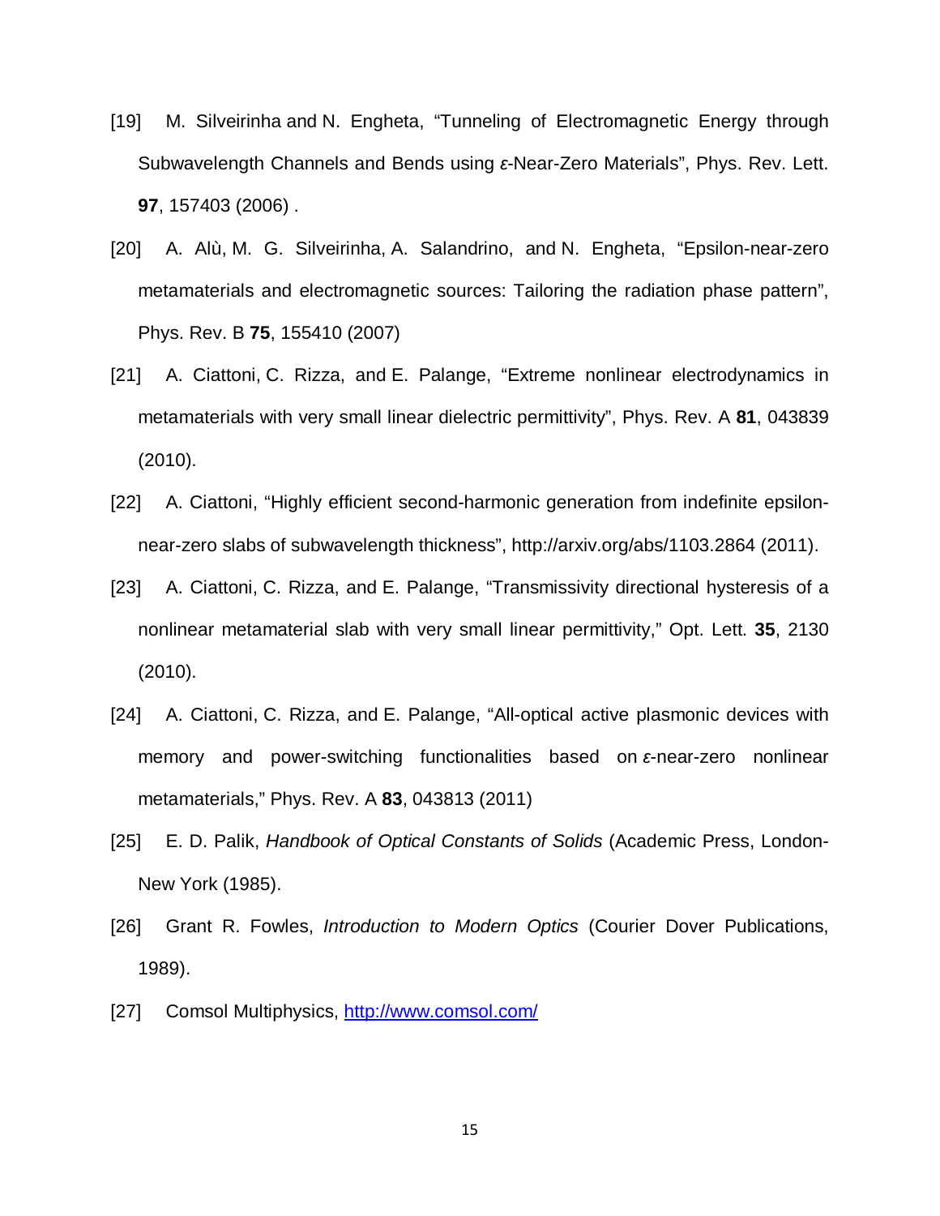[19] M. Silveirinha and N. Engheta, “Tunneling of Electromagnetic Energy through Subwavelength Channels and Bends using $\varepsilon$-Near-Zero Materials”, Phys. Rev. Lett. **97**, 157403 (2006) .

[20] A. Alù, M. G. Silveirinha, A. Salandrino, and N. Engheta, “Epsilon-near-zero metamaterials and electromagnetic sources: Tailoring the radiation phase pattern”, Phys. Rev. B **75**, 155410 (2007)

[21] A. Ciattoni, C. Rizza, and E. Palange, “Extreme nonlinear electrodynamics in metamaterials with very small linear dielectric permittivity”, Phys. Rev. A **81**, 043839 (2010).

[22] A. Ciattoni, “Highly efficient second-harmonic generation from indefinite epsilon-near-zero slabs of subwavelength thickness”, http://arxiv.org/abs/1103.2864 (2011).

[23] A. Ciattoni, C. Rizza, and E. Palange, “Transmissivity directional hysteresis of a nonlinear metamaterial slab with very small linear permittivity,” Opt. Lett. **35**, 2130 (2010).

[24] A. Ciattoni, C. Rizza, and E. Palange, “All-optical active plasmonic devices with memory and power-switching functionalities based on $\varepsilon$-near-zero nonlinear metamaterials,” Phys. Rev. A **83**, 043813 (2011)

[25] E. D. Palik, *Handbook of Optical Constants of Solids* (Academic Press, London-New York (1985).

[26] Grant R. Fowles, *Introduction to Modern Optics* (Courier Dover Publications, 1989).

[27] Comsol Multiphysics, http://www.comsol.com/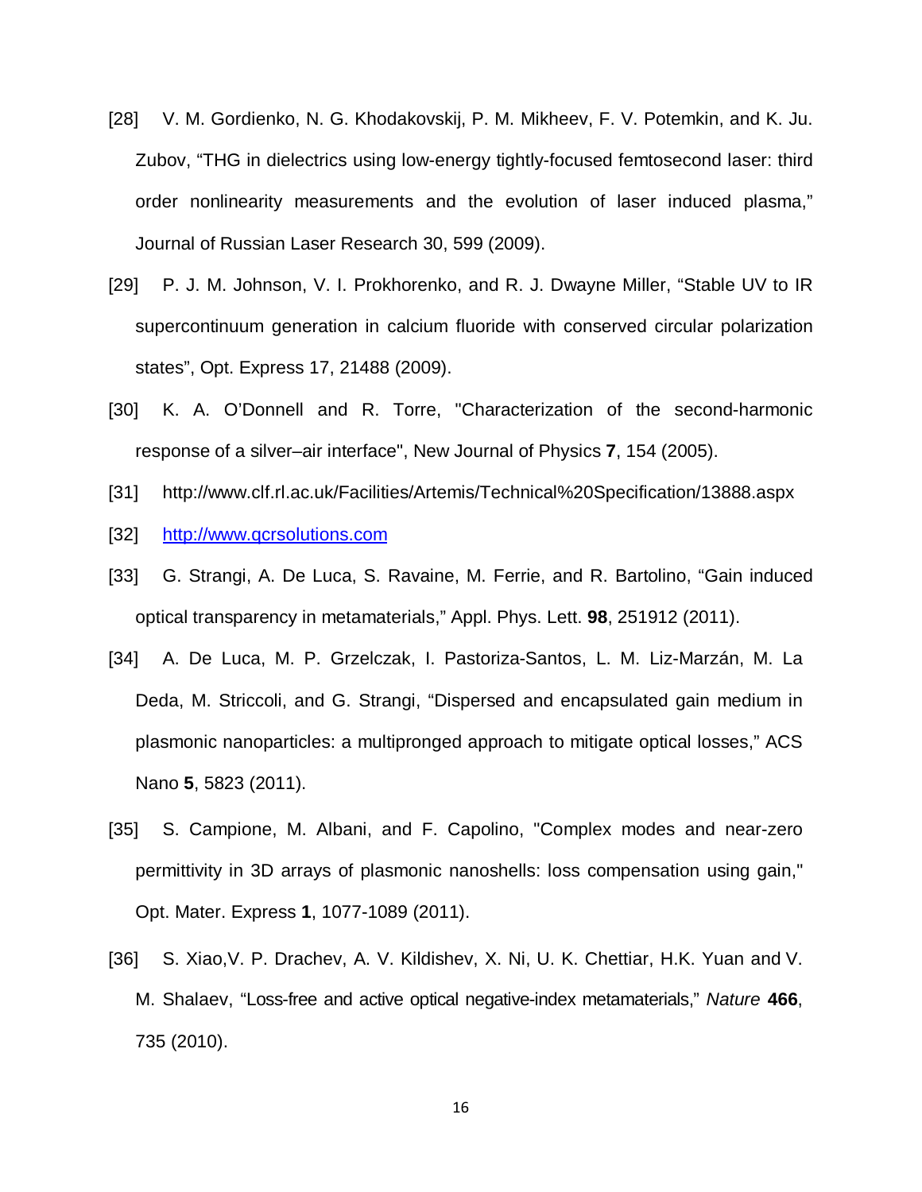[28] V. M. Gordienko, N. G. Khodakovskij, P. M. Mikheev, F. V. Potemkin, and K. Ju. Zubov, “THG in dielectrics using low-energy tightly-focused femtosecond laser: third order nonlinearity measurements and the evolution of laser induced plasma,” Journal of Russian Laser Research 30, 599 (2009).

[29] P. J. M. Johnson, V. I. Prokhorenko, and R. J. Dwayne Miller, “Stable UV to IR supercontinuum generation in calcium fluoride with conserved circular polarization states”, Opt. Express 17, 21488 (2009).

[30] K. A. O’Donnell and R. Torre, "Characterization of the second-harmonic response of a silver–air interface", New Journal of Physics **7**, 154 (2005).

[31] http://www.clf.rl.ac.uk/Facilities/Artemis/Technical%20Specification/13888.aspx

[32] http://www.qcrsolutions.com

[33] G. Strangi, A. De Luca, S. Ravaine, M. Ferrie, and R. Bartolino, “Gain induced optical transparency in metamaterials,” Appl. Phys. Lett. **98**, 251912 (2011).

[34] A. De Luca, M. P. Grzelczak, I. Pastoriza-Santos, L. M. Liz-Marzán, M. La Deda, M. Striccoli, and G. Strangi, “Dispersed and encapsulated gain medium in plasmonic nanoparticles: a multipronged approach to mitigate optical losses,” ACS Nano **5**, 5823 (2011).

[35] S. Campione, M. Albani, and F. Capolino, "Complex modes and near-zero permittivity in 3D arrays of plasmonic nanoshells: loss compensation using gain," Opt. Mater. Express **1**, 1077-1089 (2011).

[36] S. Xiao,V. P. Drachev, A. V. Kildishev, X. Ni, U. K. Chettiar, H.K. Yuan and V. M. Shalaev, “Loss-free and active optical negative-index metamaterials,” *Nature* **466**, 735 (2010).